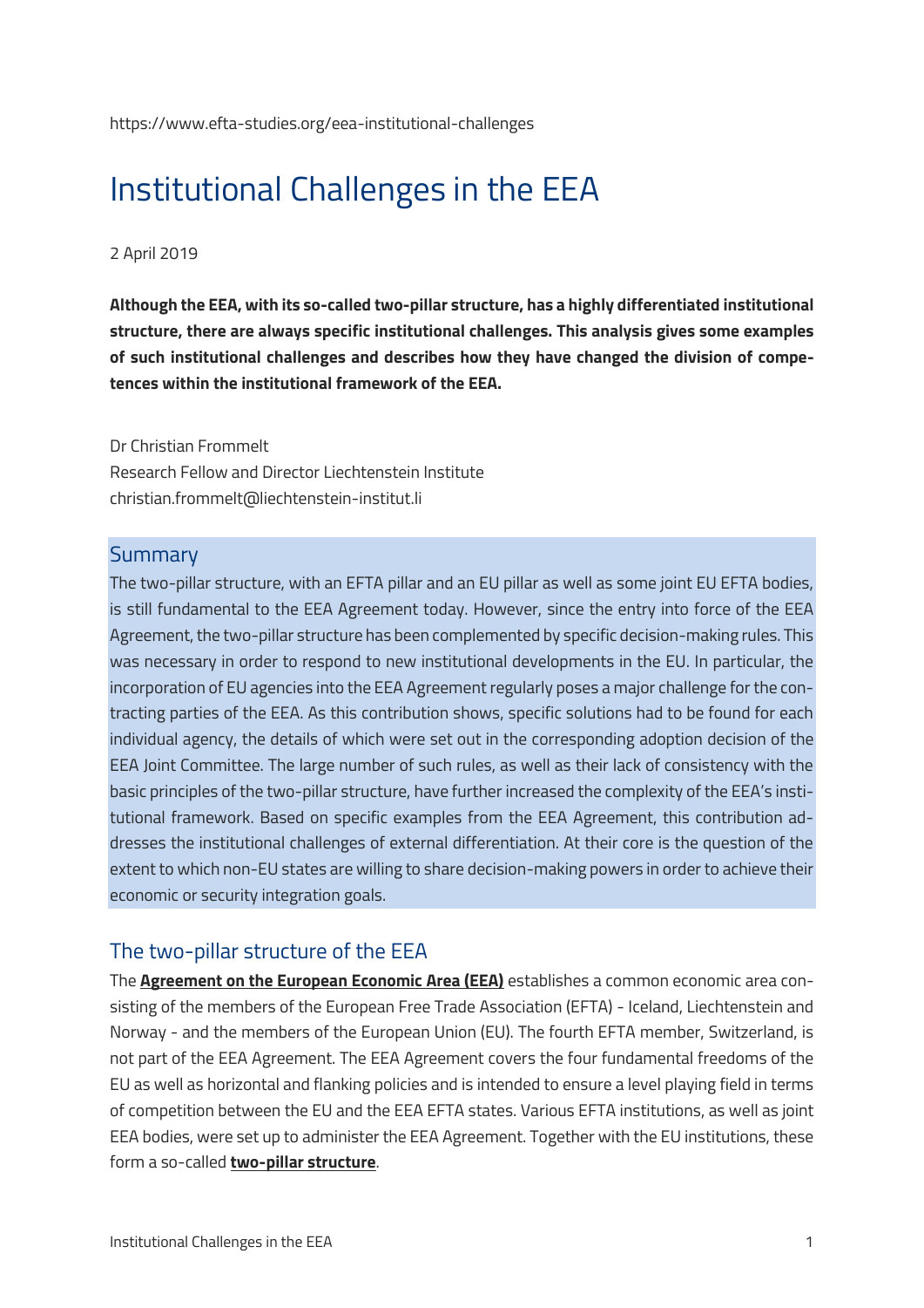https://www.efta-studies.org/eea-institutional-challenges

# Institutional Challenges in the EEA

2 April 2019

**Although the EEA, with its so-called two-pillar structure, has a highly differentiated institutional structure, there are always specific institutional challenges. This analysis gives some examples of such institutional challenges and describes how they have changed the division of competences within the institutional framework of the EEA.**

Dr Christian Frommelt
Research Fellow and Director Liechtenstein Institute
christian.frommelt@liechtenstein-institut.li

## Summary

The two-pillar structure, with an EFTA pillar and an EU pillar as well as some joint EU EFTA bodies, is still fundamental to the EEA Agreement today. However, since the entry into force of the EEA Agreement, the two-pillar structure has been complemented by specific decision-making rules. This was necessary in order to respond to new institutional developments in the EU. In particular, the incorporation of EU agencies into the EEA Agreement regularly poses a major challenge for the contracting parties of the EEA. As this contribution shows, specific solutions had to be found for each individual agency, the details of which were set out in the corresponding adoption decision of the EEA Joint Committee. The large number of such rules, as well as their lack of consistency with the basic principles of the two-pillar structure, have further increased the complexity of the EEA's institutional framework. Based on specific examples from the EEA Agreement, this contribution addresses the institutional challenges of external differentiation. At their core is the question of the extent to which non-EU states are willing to share decision-making powers in order to achieve their economic or security integration goals.

## The two-pillar structure of the EEA

The **Agreement on the European Economic Area (EEA)** establishes a common economic area consisting of the members of the European Free Trade Association (EFTA) - Iceland, Liechtenstein and Norway - and the members of the European Union (EU). The fourth EFTA member, Switzerland, is not part of the EEA Agreement. The EEA Agreement covers the four fundamental freedoms of the EU as well as horizontal and flanking policies and is intended to ensure a level playing field in terms of competition between the EU and the EEA EFTA states. Various EFTA institutions, as well as joint EEA bodies, were set up to administer the EEA Agreement. Together with the EU institutions, these form a so-called **two-pillar structure**.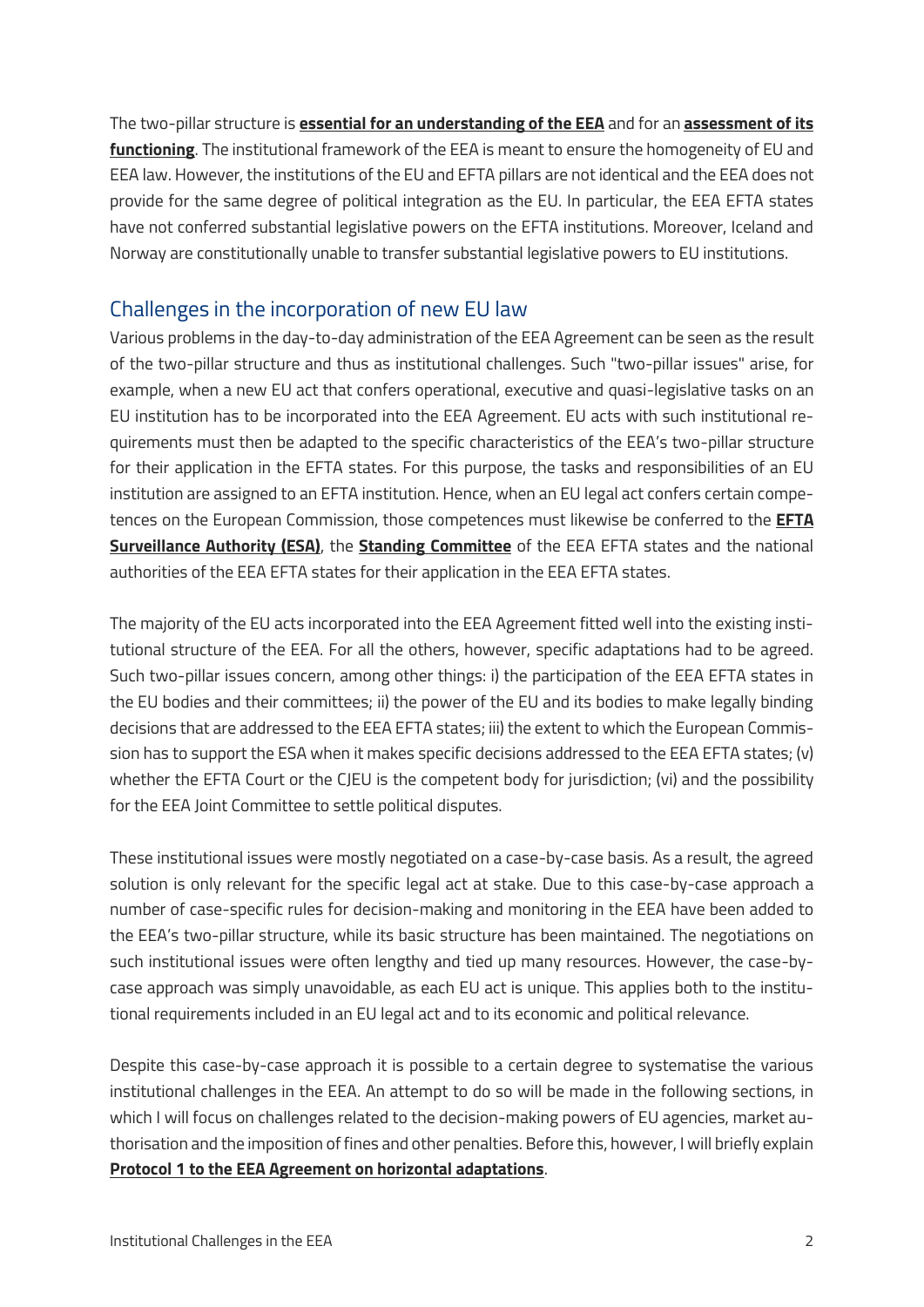The two-pillar structure is **essential for an understanding of the EEA** and for an **assessment of its functioning**. The institutional framework of the EEA is meant to ensure the homogeneity of EU and EEA law. However, the institutions of the EU and EFTA pillars are not identical and the EEA does not provide for the same degree of political integration as the EU. In particular, the EEA EFTA states have not conferred substantial legislative powers on the EFTA institutions. Moreover, Iceland and Norway are constitutionally unable to transfer substantial legislative powers to EU institutions.

## Challenges in the incorporation of new EU law

Various problems in the day-to-day administration of the EEA Agreement can be seen as the result of the two-pillar structure and thus as institutional challenges. Such "two-pillar issues" arise, for example, when a new EU act that confers operational, executive and quasi-legislative tasks on an EU institution has to be incorporated into the EEA Agreement. EU acts with such institutional requirements must then be adapted to the specific characteristics of the EEA's two-pillar structure for their application in the EFTA states. For this purpose, the tasks and responsibilities of an EU institution are assigned to an EFTA institution. Hence, when an EU legal act confers certain competences on the European Commission, those competences must likewise be conferred to the **EFTA Surveillance Authority (ESA)**, the **Standing Committee** of the EEA EFTA states and the national authorities of the EEA EFTA states for their application in the EEA EFTA states.

The majority of the EU acts incorporated into the EEA Agreement fitted well into the existing institutional structure of the EEA. For all the others, however, specific adaptations had to be agreed. Such two-pillar issues concern, among other things: i) the participation of the EEA EFTA states in the EU bodies and their committees; ii) the power of the EU and its bodies to make legally binding decisions that are addressed to the EEA EFTA states; iii) the extent to which the European Commission has to support the ESA when it makes specific decisions addressed to the EEA EFTA states; (v) whether the EFTA Court or the CJEU is the competent body for jurisdiction; (vi) and the possibility for the EEA Joint Committee to settle political disputes.

These institutional issues were mostly negotiated on a case-by-case basis. As a result, the agreed solution is only relevant for the specific legal act at stake. Due to this case-by-case approach a number of case-specific rules for decision-making and monitoring in the EEA have been added to the EEA's two-pillar structure, while its basic structure has been maintained. The negotiations on such institutional issues were often lengthy and tied up many resources. However, the case-by-case approach was simply unavoidable, as each EU act is unique. This applies both to the institutional requirements included in an EU legal act and to its economic and political relevance.

Despite this case-by-case approach it is possible to a certain degree to systematise the various institutional challenges in the EEA. An attempt to do so will be made in the following sections, in which I will focus on challenges related to the decision-making powers of EU agencies, market authorisation and the imposition of fines and other penalties. Before this, however, I will briefly explain **Protocol 1 to the EEA Agreement on horizontal adaptations**.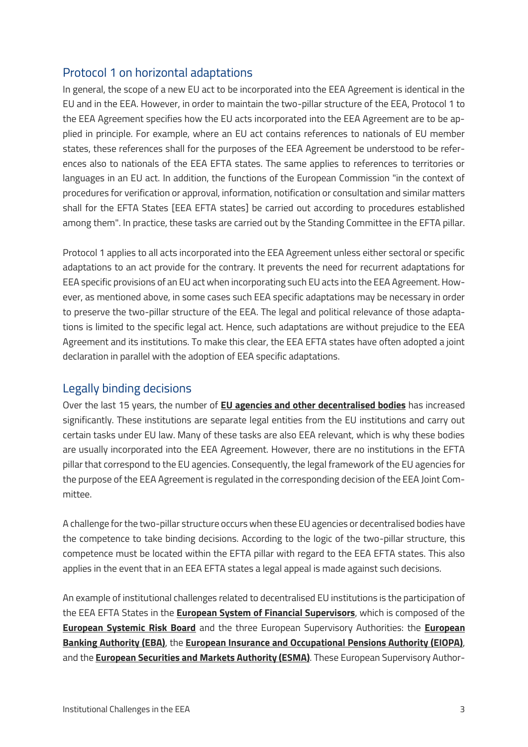## Protocol 1 on horizontal adaptations

In general, the scope of a new EU act to be incorporated into the EEA Agreement is identical in the EU and in the EEA. However, in order to maintain the two-pillar structure of the EEA, Protocol 1 to the EEA Agreement specifies how the EU acts incorporated into the EEA Agreement are to be applied in principle. For example, where an EU act contains references to nationals of EU member states, these references shall for the purposes of the EEA Agreement be understood to be references also to nationals of the EEA EFTA states. The same applies to references to territories or languages in an EU act. In addition, the functions of the European Commission "in the context of procedures for verification or approval, information, notification or consultation and similar matters shall for the EFTA States [EEA EFTA states] be carried out according to procedures established among them". In practice, these tasks are carried out by the Standing Committee in the EFTA pillar.

Protocol 1 applies to all acts incorporated into the EEA Agreement unless either sectoral or specific adaptations to an act provide for the contrary. It prevents the need for recurrent adaptations for EEA specific provisions of an EU act when incorporating such EU acts into the EEA Agreement. However, as mentioned above, in some cases such EEA specific adaptations may be necessary in order to preserve the two-pillar structure of the EEA. The legal and political relevance of those adaptations is limited to the specific legal act. Hence, such adaptations are without prejudice to the EEA Agreement and its institutions. To make this clear, the EEA EFTA states have often adopted a joint declaration in parallel with the adoption of EEA specific adaptations.

## Legally binding decisions

Over the last 15 years, the number of **EU agencies and other decentralised bodies** has increased significantly. These institutions are separate legal entities from the EU institutions and carry out certain tasks under EU law. Many of these tasks are also EEA relevant, which is why these bodies are usually incorporated into the EEA Agreement. However, there are no institutions in the EFTA pillar that correspond to the EU agencies. Consequently, the legal framework of the EU agencies for the purpose of the EEA Agreement is regulated in the corresponding decision of the EEA Joint Committee.

A challenge for the two-pillar structure occurs when these EU agencies or decentralised bodies have the competence to take binding decisions. According to the logic of the two-pillar structure, this competence must be located within the EFTA pillar with regard to the EEA EFTA states. This also applies in the event that in an EEA EFTA states a legal appeal is made against such decisions.

An example of institutional challenges related to decentralised EU institutions is the participation of the EEA EFTA States in the **European System of Financial Supervisors**, which is composed of the **European Systemic Risk Board** and the three European Supervisory Authorities: the **European Banking Authority (EBA)**, the **European Insurance and Occupational Pensions Authority (EIOPA)**, and the **European Securities and Markets Authority (ESMA)**. These European Supervisory Author-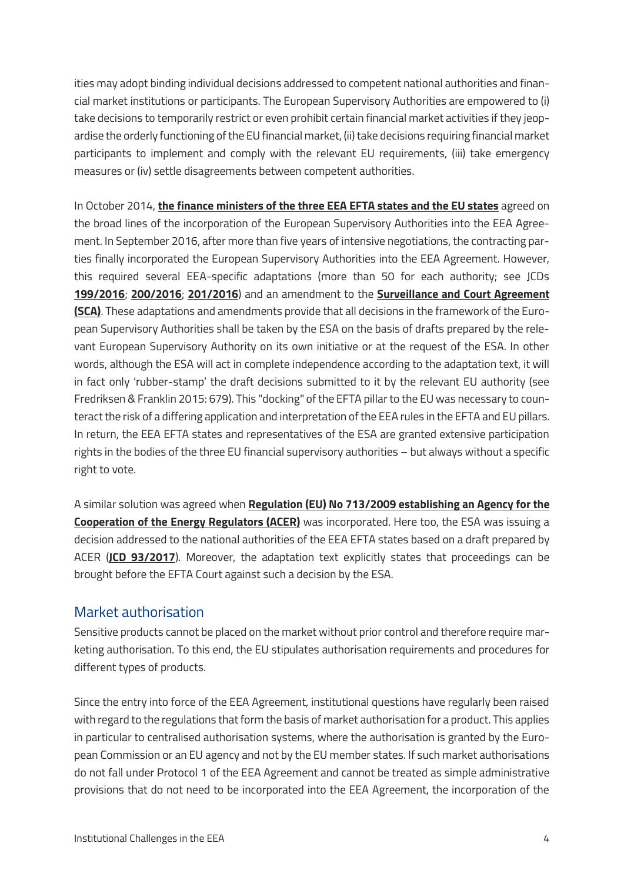ities may adopt binding individual decisions addressed to competent national authorities and financial market institutions or participants. The European Supervisory Authorities are empowered to (i) take decisions to temporarily restrict or even prohibit certain financial market activities if they jeopardise the orderly functioning of the EU financial market, (ii) take decisions requiring financial market participants to implement and comply with the relevant EU requirements, (iii) take emergency measures or (iv) settle disagreements between competent authorities.

In October 2014, **the finance ministers of the three EEA EFTA states and the EU states** agreed on the broad lines of the incorporation of the European Supervisory Authorities into the EEA Agreement. In September 2016, after more than five years of intensive negotiations, the contracting parties finally incorporated the European Supervisory Authorities into the EEA Agreement. However, this required several EEA-specific adaptations (more than 50 for each authority; see JCDs **199/2016**; **200/2016**; **201/2016**) and an amendment to the **Surveillance and Court Agreement (SCA)**. These adaptations and amendments provide that all decisions in the framework of the European Supervisory Authorities shall be taken by the ESA on the basis of drafts prepared by the relevant European Supervisory Authority on its own initiative or at the request of the ESA. In other words, although the ESA will act in complete independence according to the adaptation text, it will in fact only 'rubber-stamp' the draft decisions submitted to it by the relevant EU authority (see Fredriksen & Franklin 2015: 679). This "docking" of the EFTA pillar to the EU was necessary to counteract the risk of a differing application and interpretation of the EEA rules in the EFTA and EU pillars. In return, the EEA EFTA states and representatives of the ESA are granted extensive participation rights in the bodies of the three EU financial supervisory authorities – but always without a specific right to vote.

A similar solution was agreed when **Regulation (EU) No 713/2009 establishing an Agency for the Cooperation of the Energy Regulators (ACER)** was incorporated. Here too, the ESA was issuing a decision addressed to the national authorities of the EEA EFTA states based on a draft prepared by ACER (**JCD 93/2017**). Moreover, the adaptation text explicitly states that proceedings can be brought before the EFTA Court against such a decision by the ESA.

## Market authorisation

Sensitive products cannot be placed on the market without prior control and therefore require marketing authorisation. To this end, the EU stipulates authorisation requirements and procedures for different types of products.

Since the entry into force of the EEA Agreement, institutional questions have regularly been raised with regard to the regulations that form the basis of market authorisation for a product. This applies in particular to centralised authorisation systems, where the authorisation is granted by the European Commission or an EU agency and not by the EU member states. If such market authorisations do not fall under Protocol 1 of the EEA Agreement and cannot be treated as simple administrative provisions that do not need to be incorporated into the EEA Agreement, the incorporation of the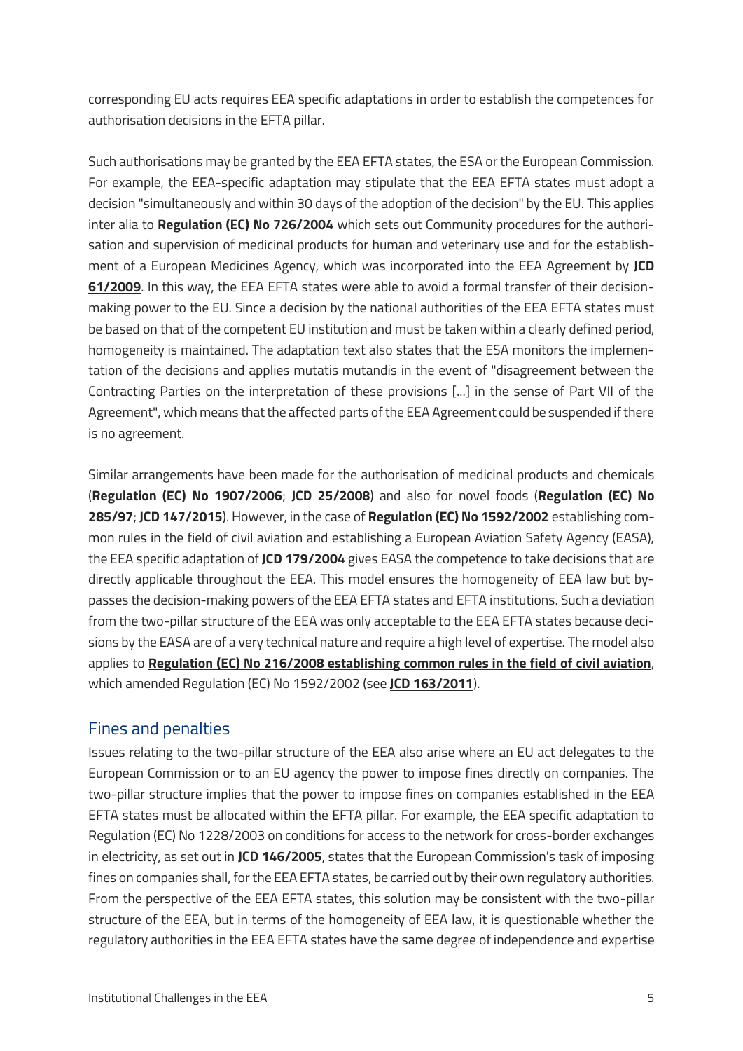corresponding EU acts requires EEA specific adaptations in order to establish the competences for authorisation decisions in the EFTA pillar.

Such authorisations may be granted by the EEA EFTA states, the ESA or the European Commission. For example, the EEA-specific adaptation may stipulate that the EEA EFTA states must adopt a decision "simultaneously and within 30 days of the adoption of the decision" by the EU. This applies inter alia to **Regulation (EC) No 726/2004** which sets out Community procedures for the authorisation and supervision of medicinal products for human and veterinary use and for the establishment of a European Medicines Agency, which was incorporated into the EEA Agreement by **JCD 61/2009**. In this way, the EEA EFTA states were able to avoid a formal transfer of their decision-making power to the EU. Since a decision by the national authorities of the EEA EFTA states must be based on that of the competent EU institution and must be taken within a clearly defined period, homogeneity is maintained. The adaptation text also states that the ESA monitors the implementation of the decisions and applies mutatis mutandis in the event of "disagreement between the Contracting Parties on the interpretation of these provisions […] in the sense of Part VII of the Agreement", which means that the affected parts of the EEA Agreement could be suspended if there is no agreement.

Similar arrangements have been made for the authorisation of medicinal products and chemicals (**Regulation (EC) No 1907/2006**; **JCD 25/2008**) and also for novel foods (**Regulation (EC) No 285/97**; **JCD 147/2015**). However, in the case of **Regulation (EC) No 1592/2002** establishing common rules in the field of civil aviation and establishing a European Aviation Safety Agency (EASA), the EEA specific adaptation of **JCD 179/2004** gives EASA the competence to take decisions that are directly applicable throughout the EEA. This model ensures the homogeneity of EEA law but bypasses the decision-making powers of the EEA EFTA states and EFTA institutions. Such a deviation from the two-pillar structure of the EEA was only acceptable to the EEA EFTA states because decisions by the EASA are of a very technical nature and require a high level of expertise. The model also applies to **Regulation (EC) No 216/2008 establishing common rules in the field of civil aviation**, which amended Regulation (EC) No 1592/2002 (see **JCD 163/2011**).

## Fines and penalties

Issues relating to the two-pillar structure of the EEA also arise where an EU act delegates to the European Commission or to an EU agency the power to impose fines directly on companies. The two-pillar structure implies that the power to impose fines on companies established in the EEA EFTA states must be allocated within the EFTA pillar. For example, the EEA specific adaptation to Regulation (EC) No 1228/2003 on conditions for access to the network for cross-border exchanges in electricity, as set out in **JCD 146/2005**, states that the European Commission's task of imposing fines on companies shall, for the EEA EFTA states, be carried out by their own regulatory authorities. From the perspective of the EEA EFTA states, this solution may be consistent with the two-pillar structure of the EEA, but in terms of the homogeneity of EEA law, it is questionable whether the regulatory authorities in the EEA EFTA states have the same degree of independence and expertise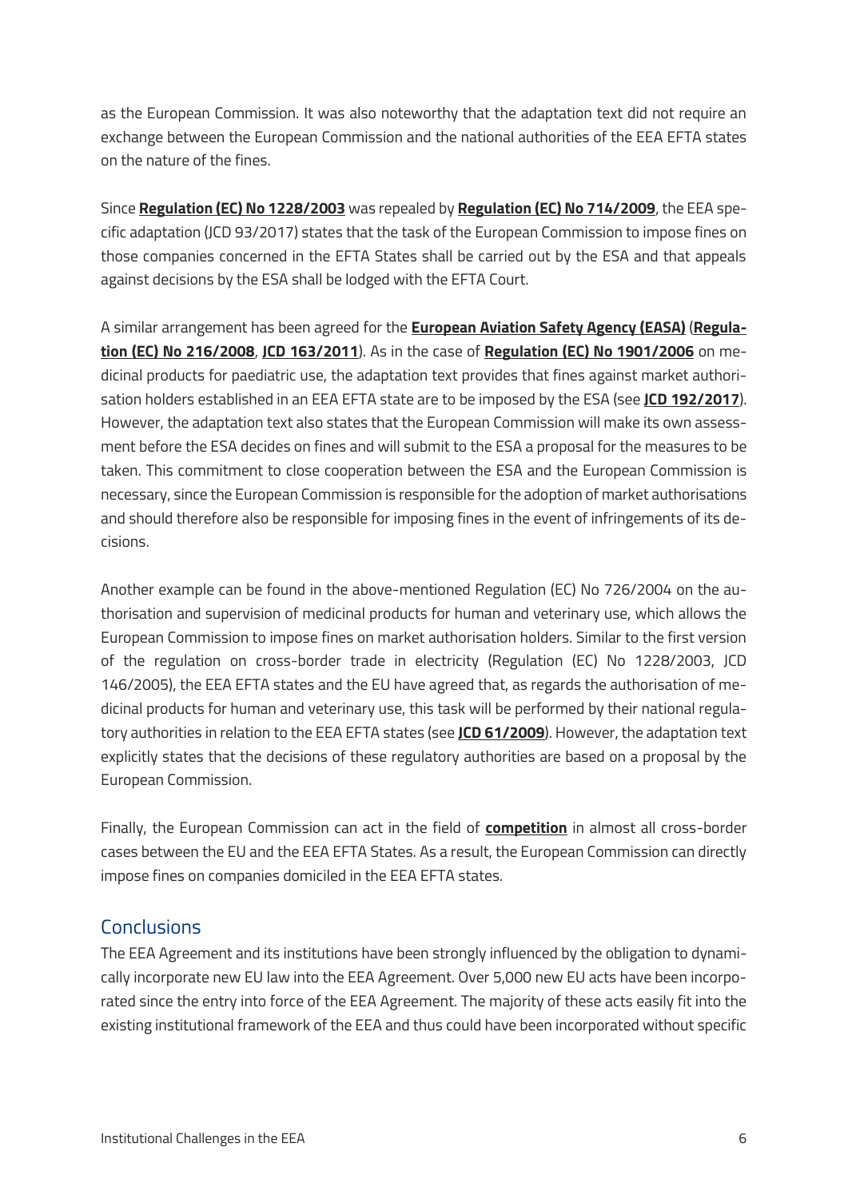as the European Commission. It was also noteworthy that the adaptation text did not require an exchange between the European Commission and the national authorities of the EEA EFTA states on the nature of the fines.

Since **Regulation (EC) No 1228/2003** was repealed by **Regulation (EC) No 714/2009**, the EEA specific adaptation (JCD 93/2017) states that the task of the European Commission to impose fines on those companies concerned in the EFTA States shall be carried out by the ESA and that appeals against decisions by the ESA shall be lodged with the EFTA Court.

A similar arrangement has been agreed for the **European Aviation Safety Agency (EASA)** (**Regulation (EC) No 216/2008**, **JCD 163/2011**). As in the case of **Regulation (EC) No 1901/2006** on medicinal products for paediatric use, the adaptation text provides that fines against market authorisation holders established in an EEA EFTA state are to be imposed by the ESA (see **JCD 192/2017**). However, the adaptation text also states that the European Commission will make its own assessment before the ESA decides on fines and will submit to the ESA a proposal for the measures to be taken. This commitment to close cooperation between the ESA and the European Commission is necessary, since the European Commission is responsible for the adoption of market authorisations and should therefore also be responsible for imposing fines in the event of infringements of its decisions.

Another example can be found in the above-mentioned Regulation (EC) No 726/2004 on the authorisation and supervision of medicinal products for human and veterinary use, which allows the European Commission to impose fines on market authorisation holders. Similar to the first version of the regulation on cross-border trade in electricity (Regulation (EC) No 1228/2003, JCD 146/2005), the EEA EFTA states and the EU have agreed that, as regards the authorisation of medicinal products for human and veterinary use, this task will be performed by their national regulatory authorities in relation to the EEA EFTA states (see **JCD 61/2009**). However, the adaptation text explicitly states that the decisions of these regulatory authorities are based on a proposal by the European Commission.

Finally, the European Commission can act in the field of **competition** in almost all cross-border cases between the EU and the EEA EFTA States. As a result, the European Commission can directly impose fines on companies domiciled in the EEA EFTA states.

## Conclusions

The EEA Agreement and its institutions have been strongly influenced by the obligation to dynamically incorporate new EU law into the EEA Agreement. Over 5,000 new EU acts have been incorporated since the entry into force of the EEA Agreement. The majority of these acts easily fit into the existing institutional framework of the EEA and thus could have been incorporated without specific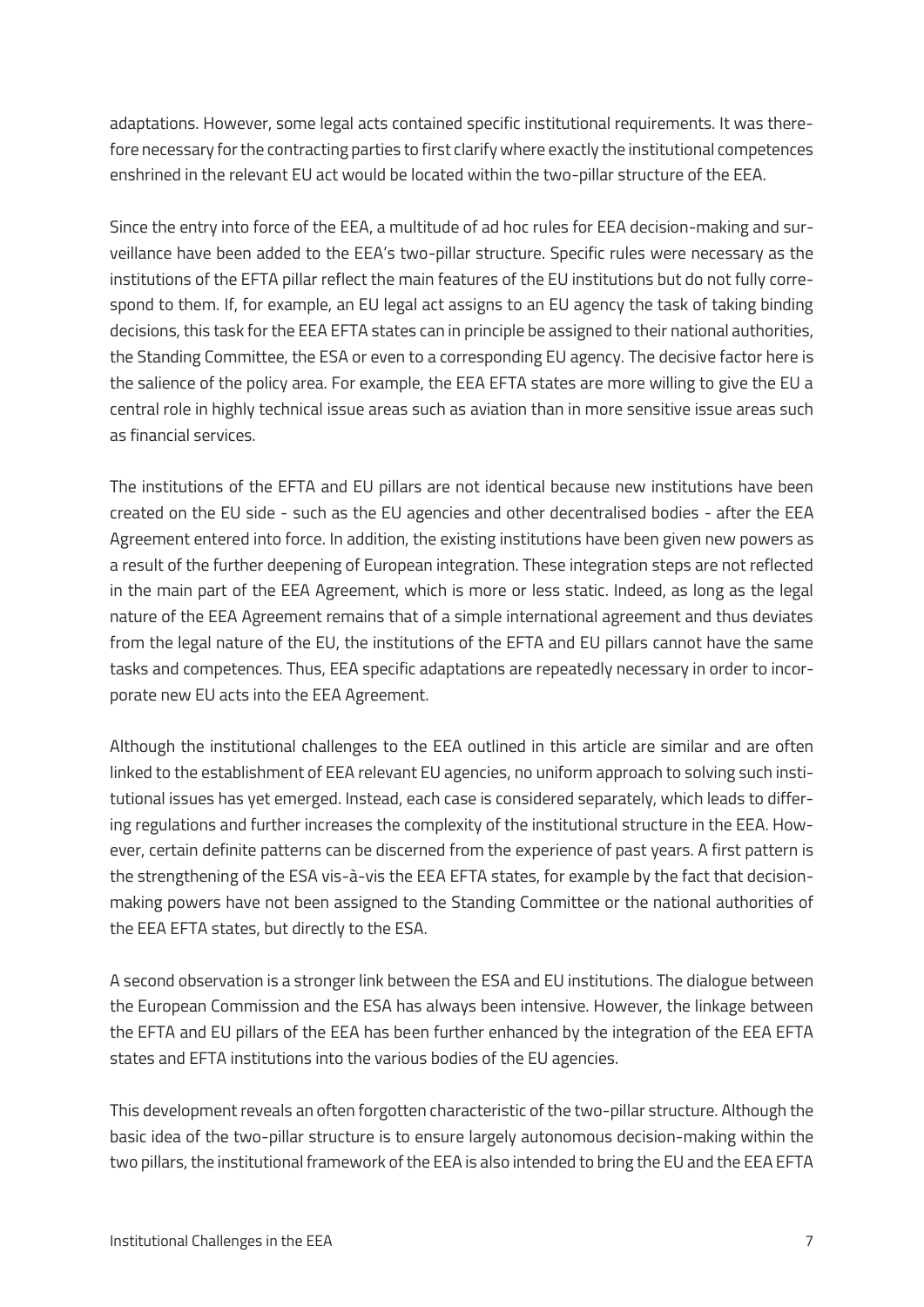adaptations. However, some legal acts contained specific institutional requirements. It was therefore necessary for the contracting parties to first clarify where exactly the institutional competences enshrined in the relevant EU act would be located within the two-pillar structure of the EEA.

Since the entry into force of the EEA, a multitude of ad hoc rules for EEA decision-making and surveillance have been added to the EEA's two-pillar structure. Specific rules were necessary as the institutions of the EFTA pillar reflect the main features of the EU institutions but do not fully correspond to them. If, for example, an EU legal act assigns to an EU agency the task of taking binding decisions, this task for the EEA EFTA states can in principle be assigned to their national authorities, the Standing Committee, the ESA or even to a corresponding EU agency. The decisive factor here is the salience of the policy area. For example, the EEA EFTA states are more willing to give the EU a central role in highly technical issue areas such as aviation than in more sensitive issue areas such as financial services.

The institutions of the EFTA and EU pillars are not identical because new institutions have been created on the EU side - such as the EU agencies and other decentralised bodies - after the EEA Agreement entered into force. In addition, the existing institutions have been given new powers as a result of the further deepening of European integration. These integration steps are not reflected in the main part of the EEA Agreement, which is more or less static. Indeed, as long as the legal nature of the EEA Agreement remains that of a simple international agreement and thus deviates from the legal nature of the EU, the institutions of the EFTA and EU pillars cannot have the same tasks and competences. Thus, EEA specific adaptations are repeatedly necessary in order to incorporate new EU acts into the EEA Agreement.

Although the institutional challenges to the EEA outlined in this article are similar and are often linked to the establishment of EEA relevant EU agencies, no uniform approach to solving such institutional issues has yet emerged. Instead, each case is considered separately, which leads to differing regulations and further increases the complexity of the institutional structure in the EEA. However, certain definite patterns can be discerned from the experience of past years. A first pattern is the strengthening of the ESA vis-à-vis the EEA EFTA states, for example by the fact that decision-making powers have not been assigned to the Standing Committee or the national authorities of the EEA EFTA states, but directly to the ESA.

A second observation is a stronger link between the ESA and EU institutions. The dialogue between the European Commission and the ESA has always been intensive. However, the linkage between the EFTA and EU pillars of the EEA has been further enhanced by the integration of the EEA EFTA states and EFTA institutions into the various bodies of the EU agencies.

This development reveals an often forgotten characteristic of the two-pillar structure. Although the basic idea of the two-pillar structure is to ensure largely autonomous decision-making within the two pillars, the institutional framework of the EEA is also intended to bring the EU and the EEA EFTA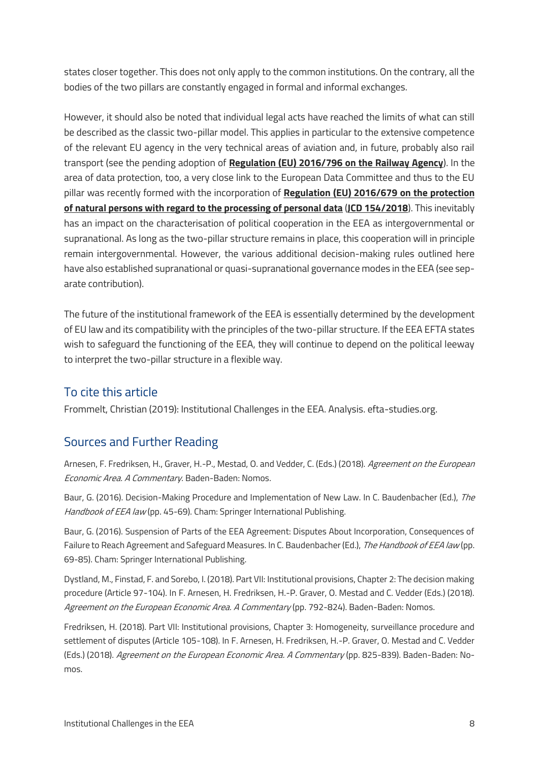states closer together. This does not only apply to the common institutions. On the contrary, all the bodies of the two pillars are constantly engaged in formal and informal exchanges.

However, it should also be noted that individual legal acts have reached the limits of what can still be described as the classic two-pillar model. This applies in particular to the extensive competence of the relevant EU agency in the very technical areas of aviation and, in future, probably also rail transport (see the pending adoption of **Regulation (EU) 2016/796 on the Railway Agency**). In the area of data protection, too, a very close link to the European Data Committee and thus to the EU pillar was recently formed with the incorporation of **Regulation (EU) 2016/679 on the protection of natural persons with regard to the processing of personal data** (**JCD 154/2018**). This inevitably has an impact on the characterisation of political cooperation in the EEA as intergovernmental or supranational. As long as the two-pillar structure remains in place, this cooperation will in principle remain intergovernmental. However, the various additional decision-making rules outlined here have also established supranational or quasi-supranational governance modes in the EEA (see separate contribution).

The future of the institutional framework of the EEA is essentially determined by the development of EU law and its compatibility with the principles of the two-pillar structure. If the EEA EFTA states wish to safeguard the functioning of the EEA, they will continue to depend on the political leeway to interpret the two-pillar structure in a flexible way.

## To cite this article

Frommelt, Christian (2019): Institutional Challenges in the EEA. Analysis. efta-studies.org.

## Sources and Further Reading

Arnesen, F. Fredriksen, H., Graver, H.-P., Mestad, O. and Vedder, C. (Eds.) (2018). *Agreement on the European Economic Area. A Commentary.* Baden-Baden: Nomos.

Baur, G. (2016). Decision-Making Procedure and Implementation of New Law. In C. Baudenbacher (Ed.), *The Handbook of EEA law* (pp. 45-69). Cham: Springer International Publishing.

Baur, G. (2016). Suspension of Parts of the EEA Agreement: Disputes About Incorporation, Consequences of Failure to Reach Agreement and Safeguard Measures. In C. Baudenbacher (Ed.), *The Handbook of EEA law* (pp. 69-85). Cham: Springer International Publishing.

Dystland, M., Finstad, F. and Sorebo, I. (2018). Part VII: Institutional provisions, Chapter 2: The decision making procedure (Article 97-104). In F. Arnesen, H. Fredriksen, H.-P. Graver, O. Mestad and C. Vedder (Eds.) (2018). *Agreement on the European Economic Area. A Commentary* (pp. 792-824). Baden-Baden: Nomos.

Fredriksen, H. (2018). Part VII: Institutional provisions, Chapter 3: Homogeneity, surveillance procedure and settlement of disputes (Article 105-108). In F. Arnesen, H. Fredriksen, H.-P. Graver, O. Mestad and C. Vedder (Eds.) (2018). *Agreement on the European Economic Area. A Commentary* (pp. 825-839). Baden-Baden: Nomos.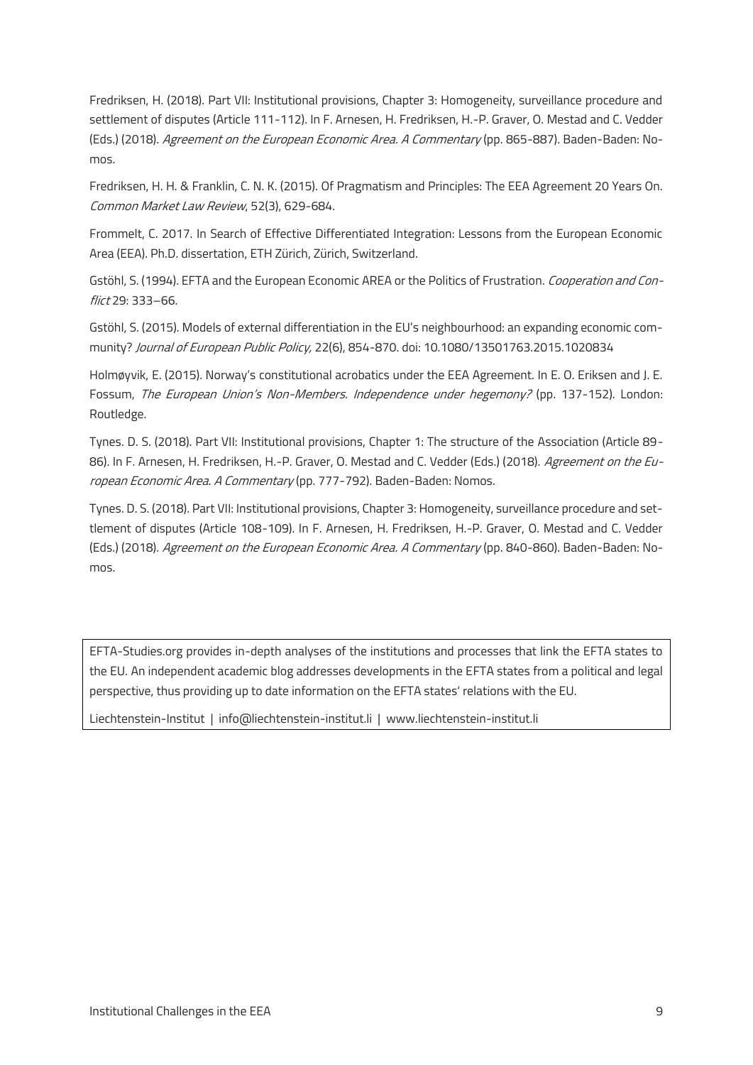Fredriksen, H. (2018). Part VII: Institutional provisions, Chapter 3: Homogeneity, surveillance procedure and settlement of disputes (Article 111-112). In F. Arnesen, H. Fredriksen, H.-P. Graver, O. Mestad and C. Vedder (Eds.) (2018). *Agreement on the European Economic Area. A Commentary* (pp. 865-887). Baden-Baden: Nomos.

Fredriksen, H. H. & Franklin, C. N. K. (2015). Of Pragmatism and Principles: The EEA Agreement 20 Years On. *Common Market Law Review*, 52(3), 629-684.

Frommelt, C. 2017. In Search of Effective Differentiated Integration: Lessons from the European Economic Area (EEA). Ph.D. dissertation, ETH Zürich, Zürich, Switzerland.

Gstöhl, S. (1994). EFTA and the European Economic AREA or the Politics of Frustration. *Cooperation and Conflict* 29: 333–66.

Gstöhl, S. (2015). Models of external differentiation in the EU's neighbourhood: an expanding economic community? *Journal of European Public Policy,* 22(6), 854-870. doi: 10.1080/13501763.2015.1020834

Holmøyvik, E. (2015). Norway's constitutional acrobatics under the EEA Agreement. In E. O. Eriksen and J. E. Fossum, *The European Union's Non-Members. Independence under hegemony?* (pp. 137-152). London: Routledge.

Tynes. D. S. (2018). Part VII: Institutional provisions, Chapter 1: The structure of the Association (Article 89-86). In F. Arnesen, H. Fredriksen, H.-P. Graver, O. Mestad and C. Vedder (Eds.) (2018). *Agreement on the European Economic Area. A Commentary* (pp. 777-792). Baden-Baden: Nomos.

Tynes. D. S. (2018). Part VII: Institutional provisions, Chapter 3: Homogeneity, surveillance procedure and settlement of disputes (Article 108-109). In F. Arnesen, H. Fredriksen, H.-P. Graver, O. Mestad and C. Vedder (Eds.) (2018). *Agreement on the European Economic Area. A Commentary* (pp. 840-860). Baden-Baden: Nomos.

EFTA-Studies.org provides in-depth analyses of the institutions and processes that link the EFTA states to the EU. An independent academic blog addresses developments in the EFTA states from a political and legal perspective, thus providing up to date information on the EFTA states' relations with the EU.

Liechtenstein-Institut | info@liechtenstein-institut.li | www.liechtenstein-institut.li